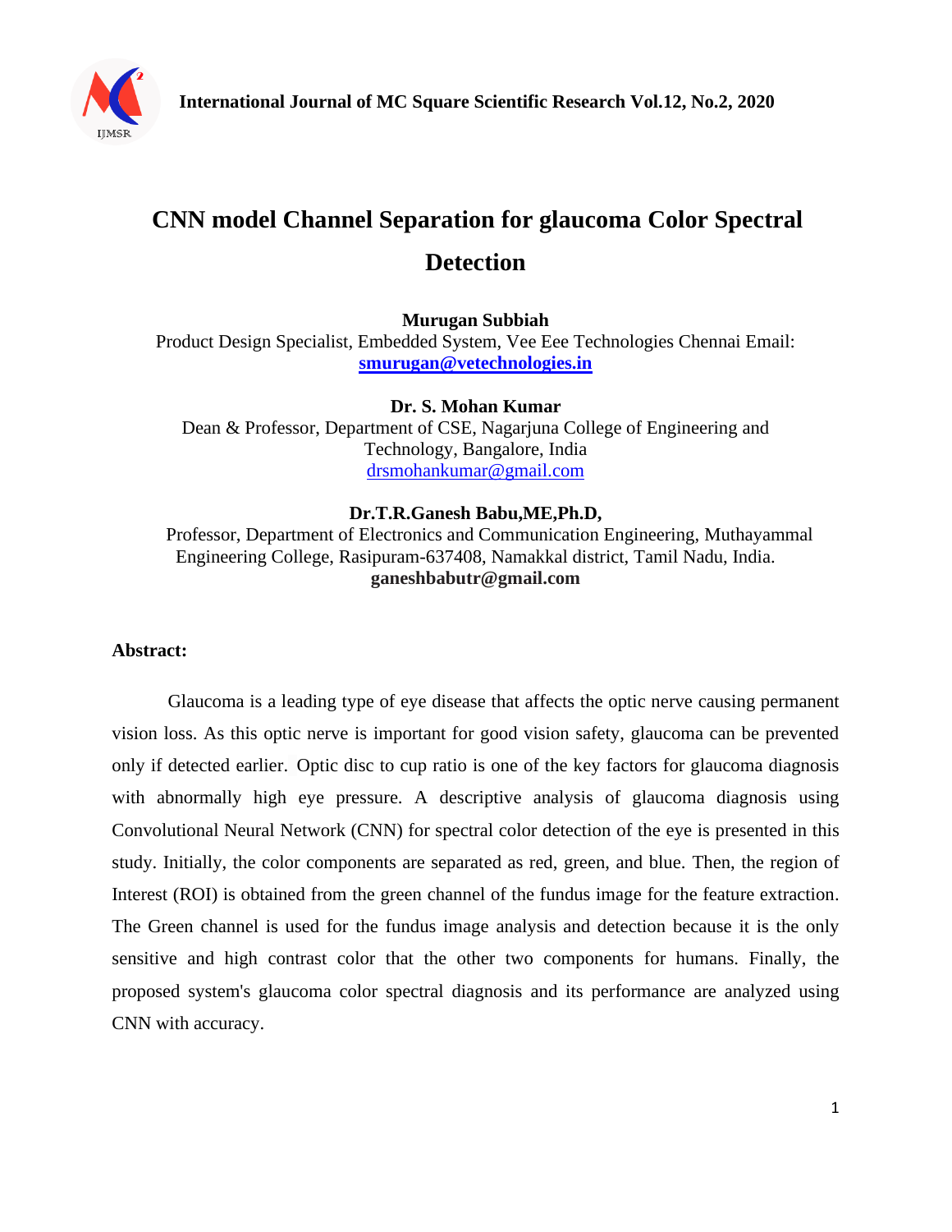# CNN model Channel Separation for glaucoma Color Spectral Detection

**Murugan Subbiah**
Product Design Specialist, Embedded System, Vee Eee Technologies Chennai Email: **smurugan@vetechnologies.in**

**Dr. S. Mohan Kumar**
Dean & Professor, Department of CSE, Nagarjuna College of Engineering and Technology, Bangalore, India
drsmohankumar@gmail.com

**Dr.T.R.Ganesh Babu,ME,Ph.D,**
Professor, Department of Electronics and Communication Engineering, Muthayammal Engineering College, Rasipuram-637408, Namakkal district, Tamil Nadu, India.
**ganeshbabutr@gmail.com**

**Abstract:**

Glaucoma is a leading type of eye disease that affects the optic nerve causing permanent vision loss. As this optic nerve is important for good vision safety, glaucoma can be prevented only if detected earlier. Optic disc to cup ratio is one of the key factors for glaucoma diagnosis with abnormally high eye pressure. A descriptive analysis of glaucoma diagnosis using Convolutional Neural Network (CNN) for spectral color detection of the eye is presented in this study. Initially, the color components are separated as red, green, and blue. Then, the region of Interest (ROI) is obtained from the green channel of the fundus image for the feature extraction. The Green channel is used for the fundus image analysis and detection because it is the only sensitive and high contrast color that the other two components for humans. Finally, the proposed system's glaucoma color spectral diagnosis and its performance are analyzed using CNN with accuracy.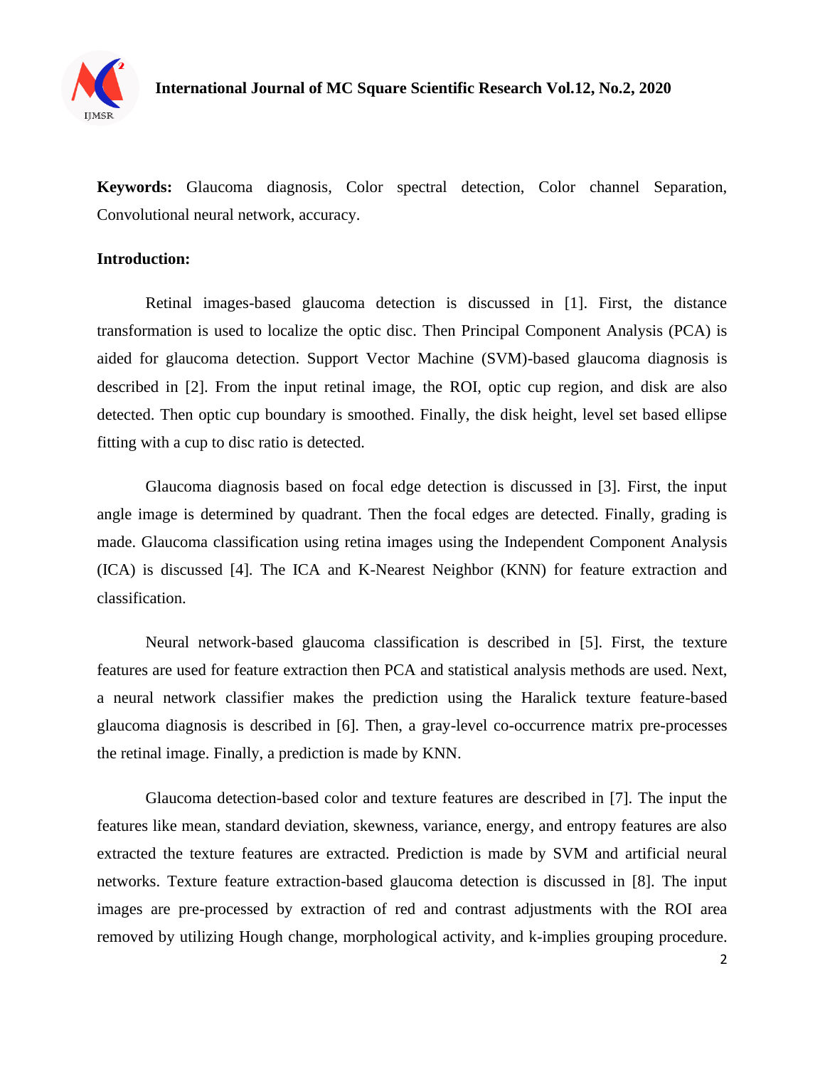**Keywords:** Glaucoma diagnosis, Color spectral detection, Color channel Separation, Convolutional neural network, accuracy.

**Introduction:**

Retinal images-based glaucoma detection is discussed in [1]. First, the distance transformation is used to localize the optic disc. Then Principal Component Analysis (PCA) is aided for glaucoma detection. Support Vector Machine (SVM)-based glaucoma diagnosis is described in [2]. From the input retinal image, the ROI, optic cup region, and disk are also detected. Then optic cup boundary is smoothed. Finally, the disk height, level set based ellipse fitting with a cup to disc ratio is detected.

Glaucoma diagnosis based on focal edge detection is discussed in [3]. First, the input angle image is determined by quadrant. Then the focal edges are detected. Finally, grading is made. Glaucoma classification using retina images using the Independent Component Analysis (ICA) is discussed [4]. The ICA and K-Nearest Neighbor (KNN) for feature extraction and classification.

Neural network-based glaucoma classification is described in [5]. First, the texture features are used for feature extraction then PCA and statistical analysis methods are used. Next, a neural network classifier makes the prediction using the Haralick texture feature-based glaucoma diagnosis is described in [6]. Then, a gray-level co-occurrence matrix pre-processes the retinal image. Finally, a prediction is made by KNN.

Glaucoma detection-based color and texture features are described in [7]. The input the features like mean, standard deviation, skewness, variance, energy, and entropy features are also extracted the texture features are extracted. Prediction is made by SVM and artificial neural networks. Texture feature extraction-based glaucoma detection is discussed in [8]. The input images are pre-processed by extraction of red and contrast adjustments with the ROI area removed by utilizing Hough change, morphological activity, and k-implies grouping procedure.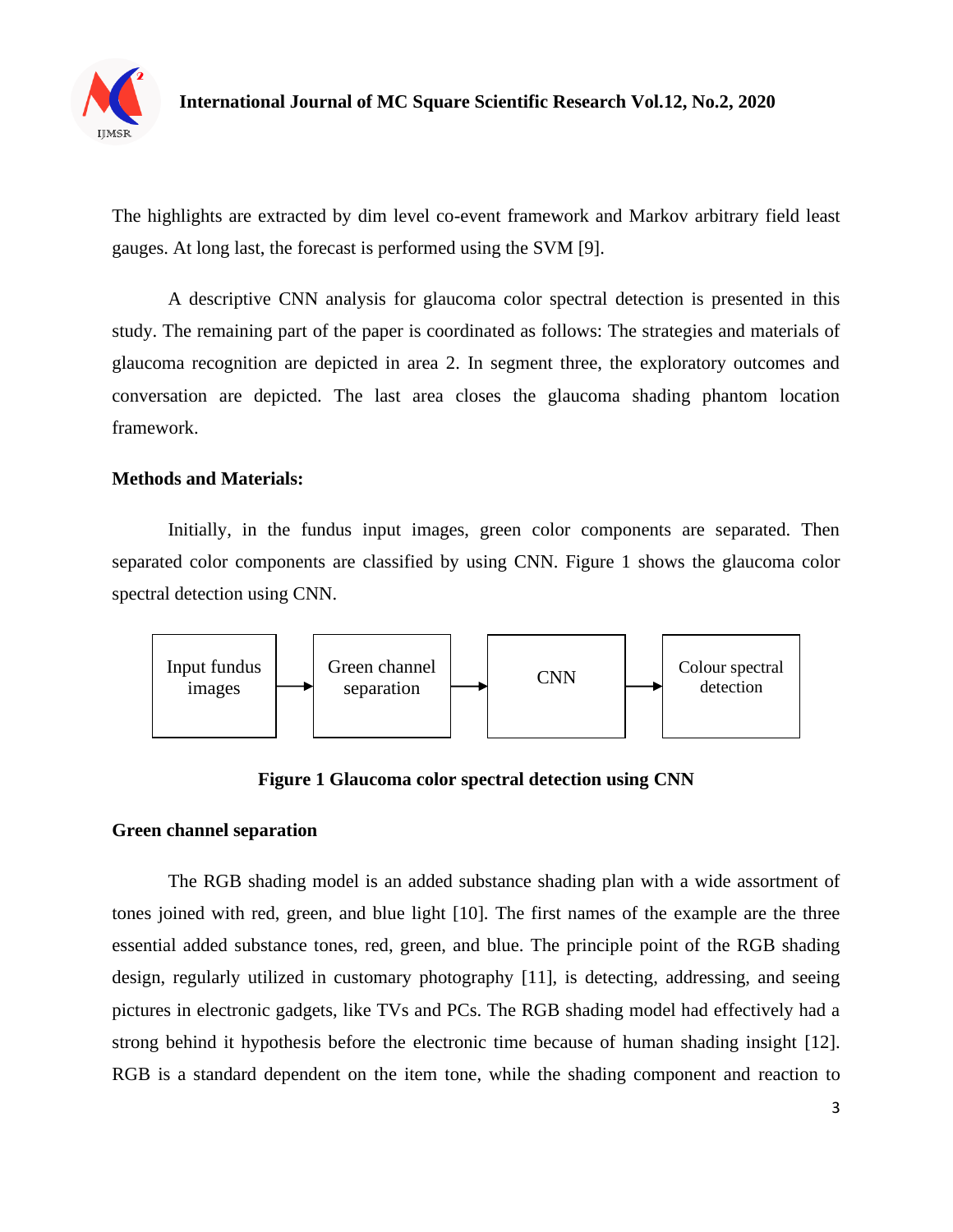The highlights are extracted by dim level co-event framework and Markov arbitrary field least gauges. At long last, the forecast is performed using the SVM [9].

A descriptive CNN analysis for glaucoma color spectral detection is presented in this study. The remaining part of the paper is coordinated as follows: The strategies and materials of glaucoma recognition are depicted in area 2. In segment three, the exploratory outcomes and conversation are depicted. The last area closes the glaucoma shading phantom location framework.

**Methods and Materials:**

Initially, in the fundus input images, green color components are separated. Then separated color components are classified by using CNN. Figure 1 shows the glaucoma color spectral detection using CNN.

Input fundus images → Green channel separation → CNN → Colour spectral detection

**Figure 1 Glaucoma color spectral detection using CNN**

**Green channel separation**

The RGB shading model is an added substance shading plan with a wide assortment of tones joined with red, green, and blue light [10]. The first names of the example are the three essential added substance tones, red, green, and blue. The principle point of the RGB shading design, regularly utilized in customary photography [11], is detecting, addressing, and seeing pictures in electronic gadgets, like TVs and PCs. The RGB shading model had effectively had a strong behind it hypothesis before the electronic time because of human shading insight [12]. RGB is a standard dependent on the item tone, while the shading component and reaction to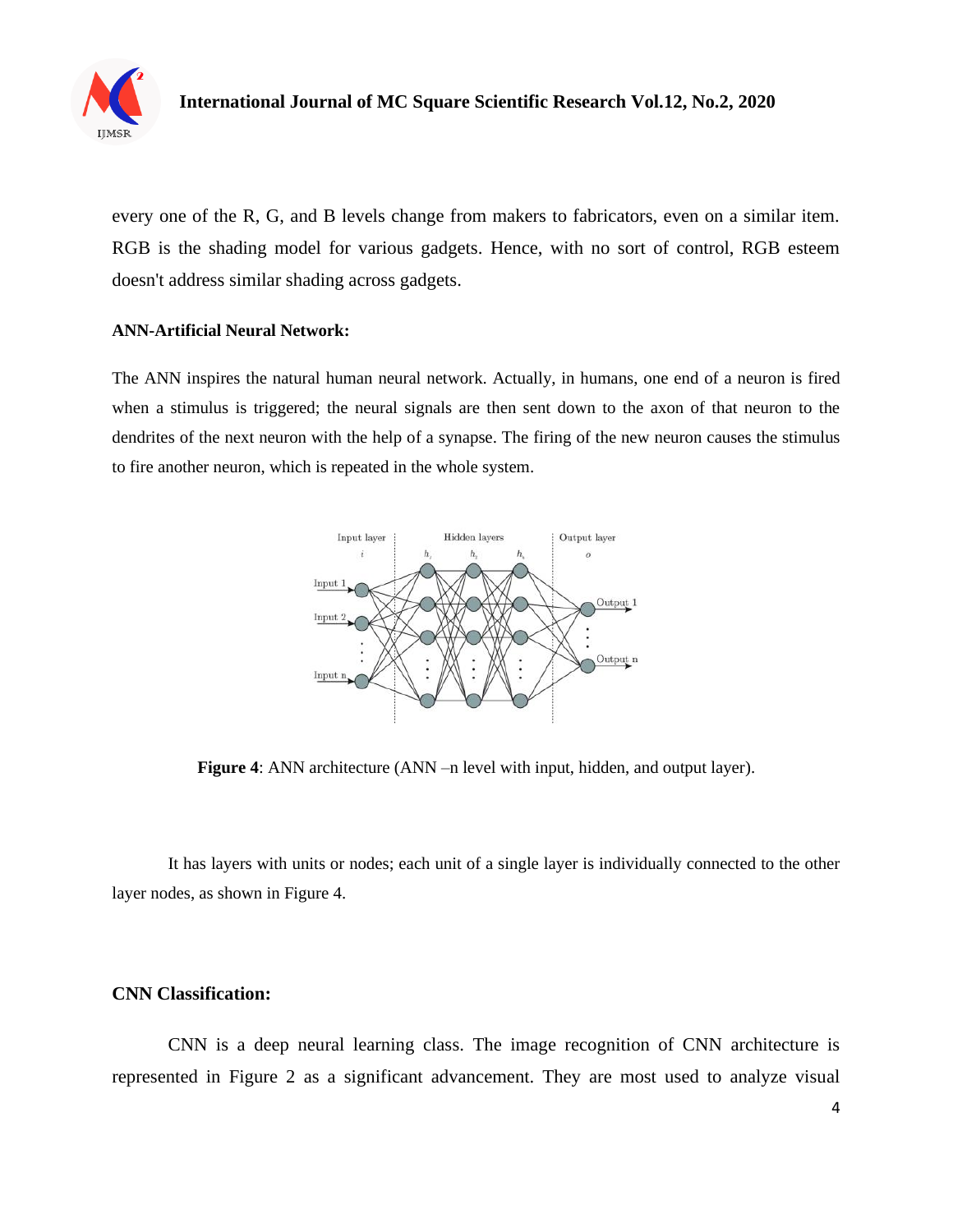every one of the R, G, and B levels change from makers to fabricators, even on a similar item. RGB is the shading model for various gadgets. Hence, with no sort of control, RGB esteem doesn't address similar shading across gadgets.

**ANN-Artificial Neural Network:**

The ANN inspires the natural human neural network. Actually, in humans, one end of a neuron is fired when a stimulus is triggered; the neural signals are then sent down to the axon of that neuron to the dendrites of the next neuron with the help of a synapse. The firing of the new neuron causes the stimulus to fire another neuron, which is repeated in the whole system.

**Figure 4**: ANN architecture (ANN –n level with input, hidden, and output layer).

It has layers with units or nodes; each unit of a single layer is individually connected to the other layer nodes, as shown in Figure 4.

**CNN Classification:**

CNN is a deep neural learning class. The image recognition of CNN architecture is represented in Figure 2 as a significant advancement. They are most used to analyze visual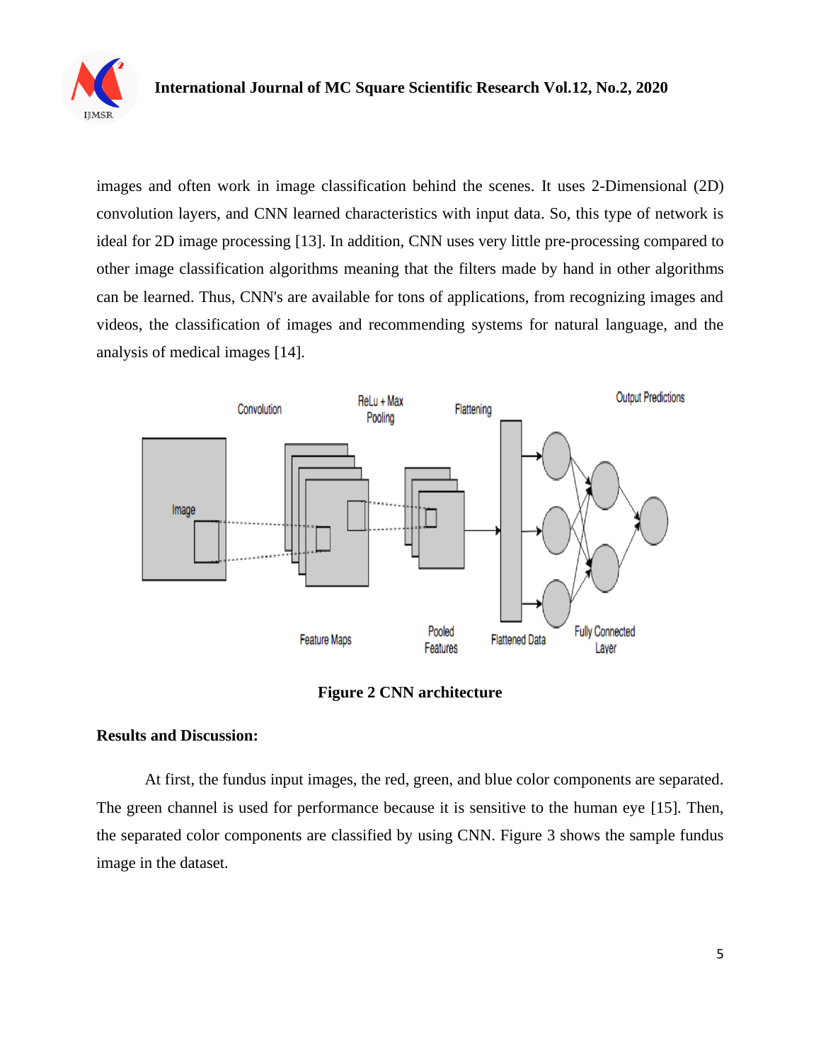images and often work in image classification behind the scenes. It uses 2-Dimensional (2D) convolution layers, and CNN learned characteristics with input data. So, this type of network is ideal for 2D image processing [13]. In addition, CNN uses very little pre-processing compared to other image classification algorithms meaning that the filters made by hand in other algorithms can be learned. Thus, CNN's are available for tons of applications, from recognizing images and videos, the classification of images and recommending systems for natural language, and the analysis of medical images [14].

**Figure 2 CNN architecture**

**Results and Discussion:**

At first, the fundus input images, the red, green, and blue color components are separated. The green channel is used for performance because it is sensitive to the human eye [15]. Then, the separated color components are classified by using CNN. Figure 3 shows the sample fundus image in the dataset.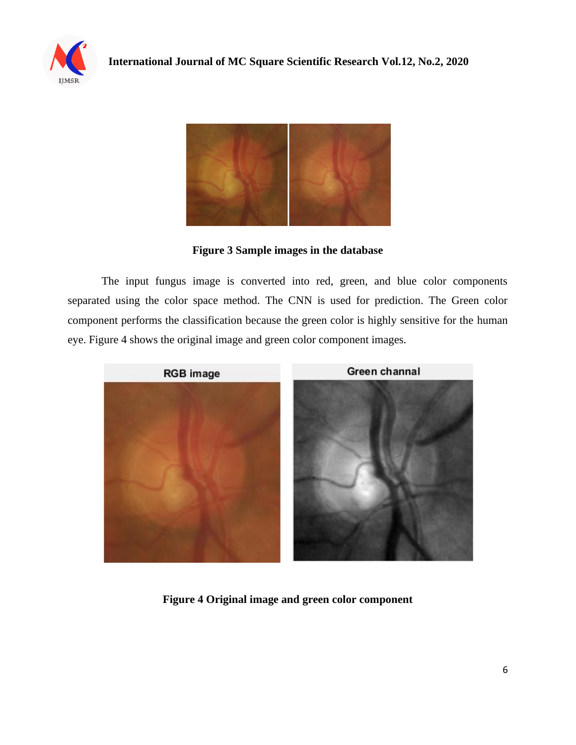**Figure 3 Sample images in the database**

The input fungus image is converted into red, green, and blue color components separated using the color space method. The CNN is used for prediction. The Green color component performs the classification because the green color is highly sensitive for the human eye. Figure 4 shows the original image and green color component images.

**Figure 4 Original image and green color component**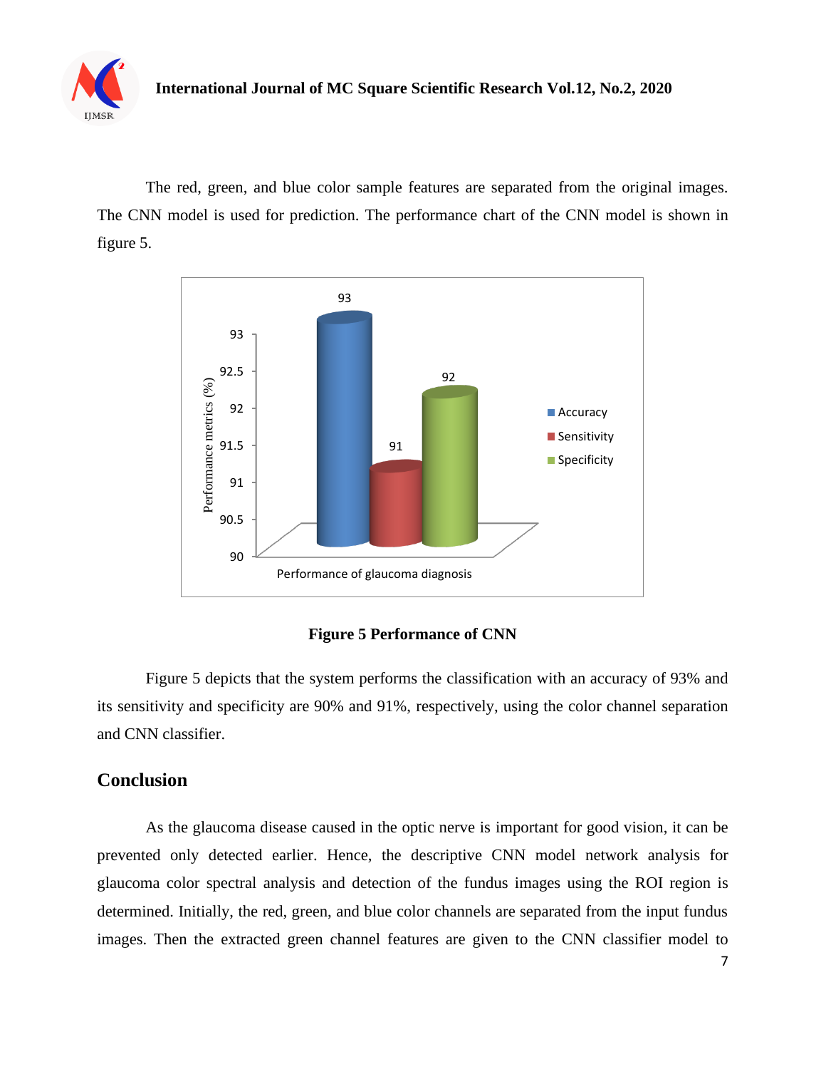The red, green, and blue color sample features are separated from the original images. The CNN model is used for prediction. The performance chart of the CNN model is shown in figure 5.

**Figure 5 Performance of CNN**

Figure 5 depicts that the system performs the classification with an accuracy of 93% and its sensitivity and specificity are 90% and 91%, respectively, using the color channel separation and CNN classifier.

## Conclusion

As the glaucoma disease caused in the optic nerve is important for good vision, it can be prevented only detected earlier. Hence, the descriptive CNN model network analysis for glaucoma color spectral analysis and detection of the fundus images using the ROI region is determined. Initially, the red, green, and blue color channels are separated from the input fundus images. Then the extracted green channel features are given to the CNN classifier model to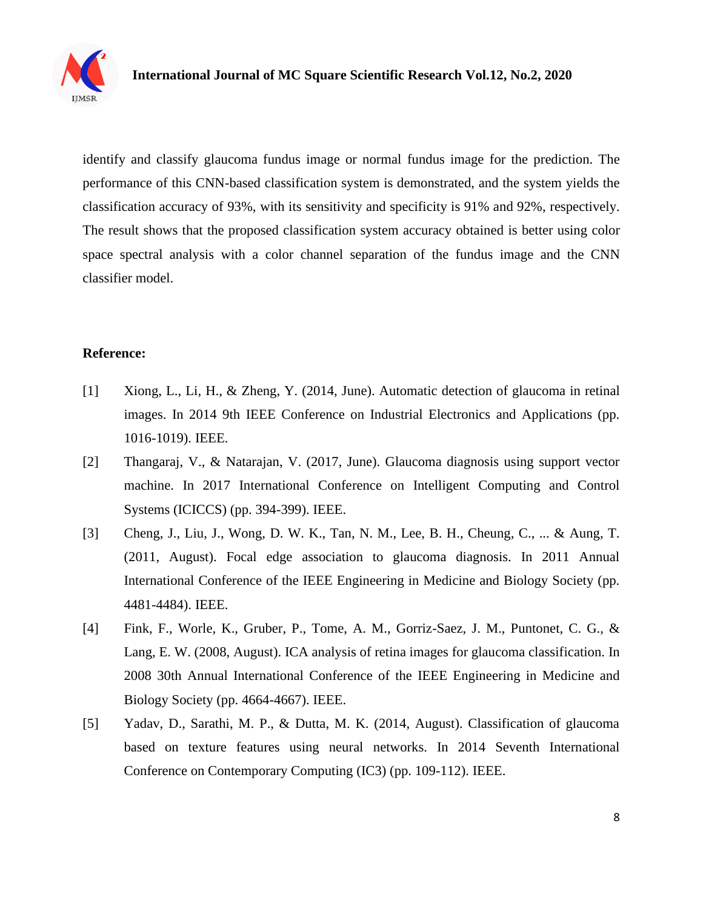identify and classify glaucoma fundus image or normal fundus image for the prediction. The performance of this CNN-based classification system is demonstrated, and the system yields the classification accuracy of 93%, with its sensitivity and specificity is 91% and 92%, respectively. The result shows that the proposed classification system accuracy obtained is better using color space spectral analysis with a color channel separation of the fundus image and the CNN classifier model.

**Reference:**

[1] Xiong, L., Li, H., & Zheng, Y. (2014, June). Automatic detection of glaucoma in retinal images. In 2014 9th IEEE Conference on Industrial Electronics and Applications (pp. 1016-1019). IEEE.

[2] Thangaraj, V., & Natarajan, V. (2017, June). Glaucoma diagnosis using support vector machine. In 2017 International Conference on Intelligent Computing and Control Systems (ICICCS) (pp. 394-399). IEEE.

[3] Cheng, J., Liu, J., Wong, D. W. K., Tan, N. M., Lee, B. H., Cheung, C., ... & Aung, T. (2011, August). Focal edge association to glaucoma diagnosis. In 2011 Annual International Conference of the IEEE Engineering in Medicine and Biology Society (pp. 4481-4484). IEEE.

[4] Fink, F., Worle, K., Gruber, P., Tome, A. M., Gorriz-Saez, J. M., Puntonet, C. G., & Lang, E. W. (2008, August). ICA analysis of retina images for glaucoma classification. In 2008 30th Annual International Conference of the IEEE Engineering in Medicine and Biology Society (pp. 4664-4667). IEEE.

[5] Yadav, D., Sarathi, M. P., & Dutta, M. K. (2014, August). Classification of glaucoma based on texture features using neural networks. In 2014 Seventh International Conference on Contemporary Computing (IC3) (pp. 109-112). IEEE.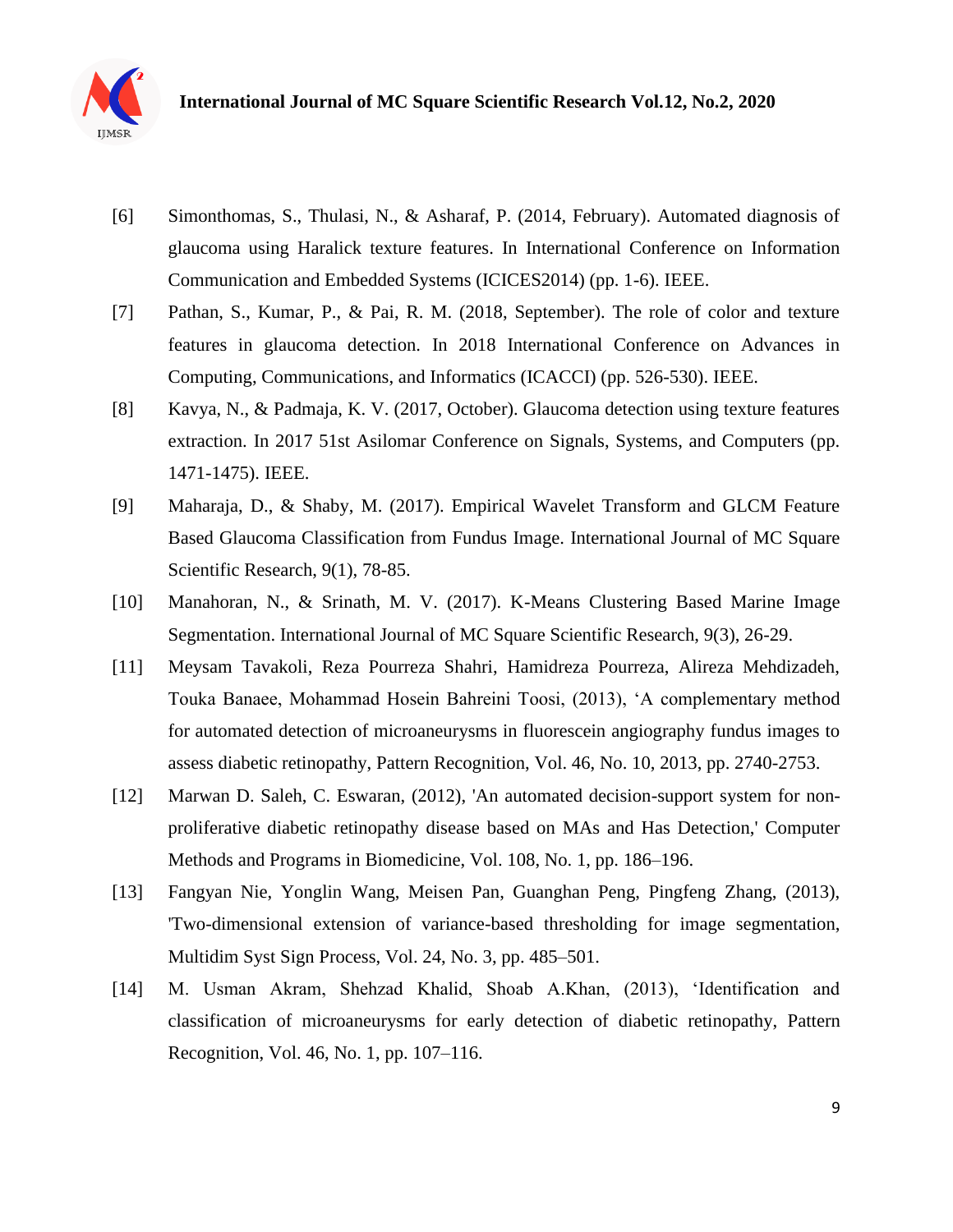[6] Simonthomas, S., Thulasi, N., & Asharaf, P. (2014, February). Automated diagnosis of glaucoma using Haralick texture features. In International Conference on Information Communication and Embedded Systems (ICICES2014) (pp. 1-6). IEEE.

[7] Pathan, S., Kumar, P., & Pai, R. M. (2018, September). The role of color and texture features in glaucoma detection. In 2018 International Conference on Advances in Computing, Communications, and Informatics (ICACCI) (pp. 526-530). IEEE.

[8] Kavya, N., & Padmaja, K. V. (2017, October). Glaucoma detection using texture features extraction. In 2017 51st Asilomar Conference on Signals, Systems, and Computers (pp. 1471-1475). IEEE.

[9] Maharaja, D., & Shaby, M. (2017). Empirical Wavelet Transform and GLCM Feature Based Glaucoma Classification from Fundus Image. International Journal of MC Square Scientific Research, 9(1), 78-85.

[10] Manahoran, N., & Srinath, M. V. (2017). K-Means Clustering Based Marine Image Segmentation. International Journal of MC Square Scientific Research, 9(3), 26-29.

[11] Meysam Tavakoli, Reza Pourreza Shahri, Hamidreza Pourreza, Alireza Mehdizadeh, Touka Banaee, Mohammad Hosein Bahreini Toosi, (2013), 'A complementary method for automated detection of microaneurysms in fluorescein angiography fundus images to assess diabetic retinopathy, Pattern Recognition, Vol. 46, No. 10, 2013, pp. 2740-2753.

[12] Marwan D. Saleh, C. Eswaran, (2012), 'An automated decision-support system for non-proliferative diabetic retinopathy disease based on MAs and Has Detection,' Computer Methods and Programs in Biomedicine, Vol. 108, No. 1, pp. 186–196.

[13] Fangyan Nie, Yonglin Wang, Meisen Pan, Guanghan Peng, Pingfeng Zhang, (2013), 'Two-dimensional extension of variance-based thresholding for image segmentation, Multidim Syst Sign Process, Vol. 24, No. 3, pp. 485–501.

[14] M. Usman Akram, Shehzad Khalid, Shoab A.Khan, (2013), 'Identification and classification of microaneurysms for early detection of diabetic retinopathy, Pattern Recognition, Vol. 46, No. 1, pp. 107–116.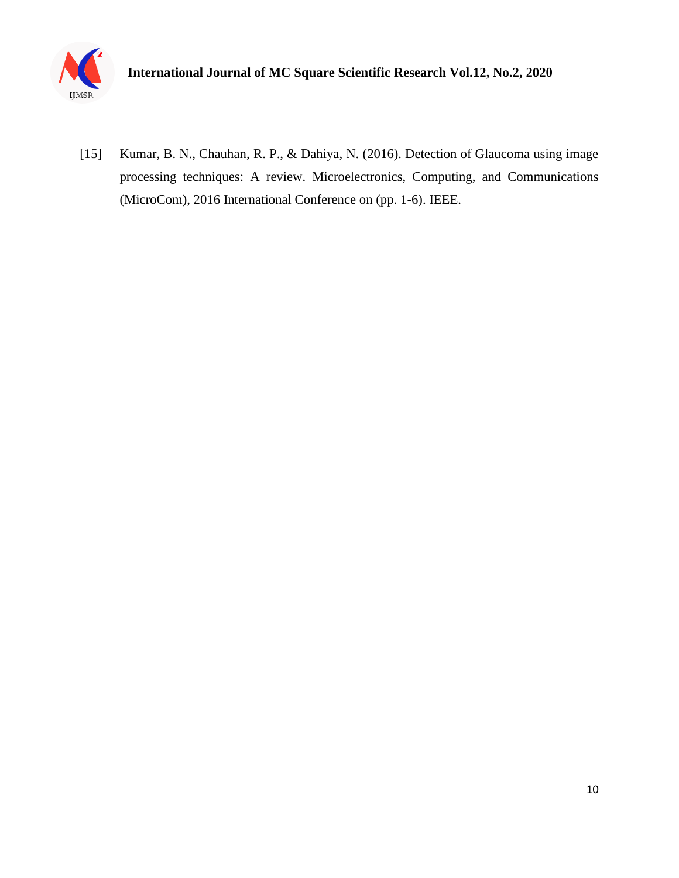[15] Kumar, B. N., Chauhan, R. P., & Dahiya, N. (2016). Detection of Glaucoma using image processing techniques: A review. Microelectronics, Computing, and Communications (MicroCom), 2016 International Conference on (pp. 1-6). IEEE.